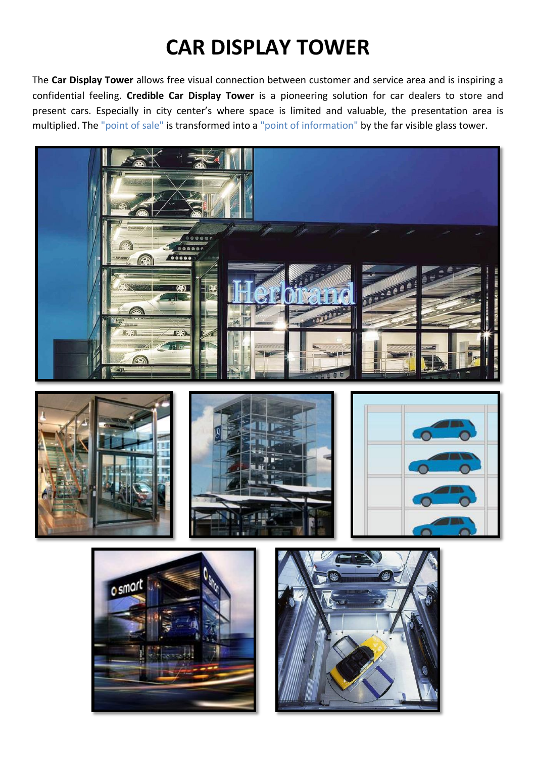# CAR DISPLAY TOWER

The **Car Display Tower** allows free visual connection between customer and service area and is inspiring a confidential feeling. **Credible Car Display Tower** is a pioneering solution for car dealers to store and present cars. Especially in city center's where space is limited and valuable, the presentation area is multiplied. The "point of sale" is transformed into a "point of information" by the far visible glass tower.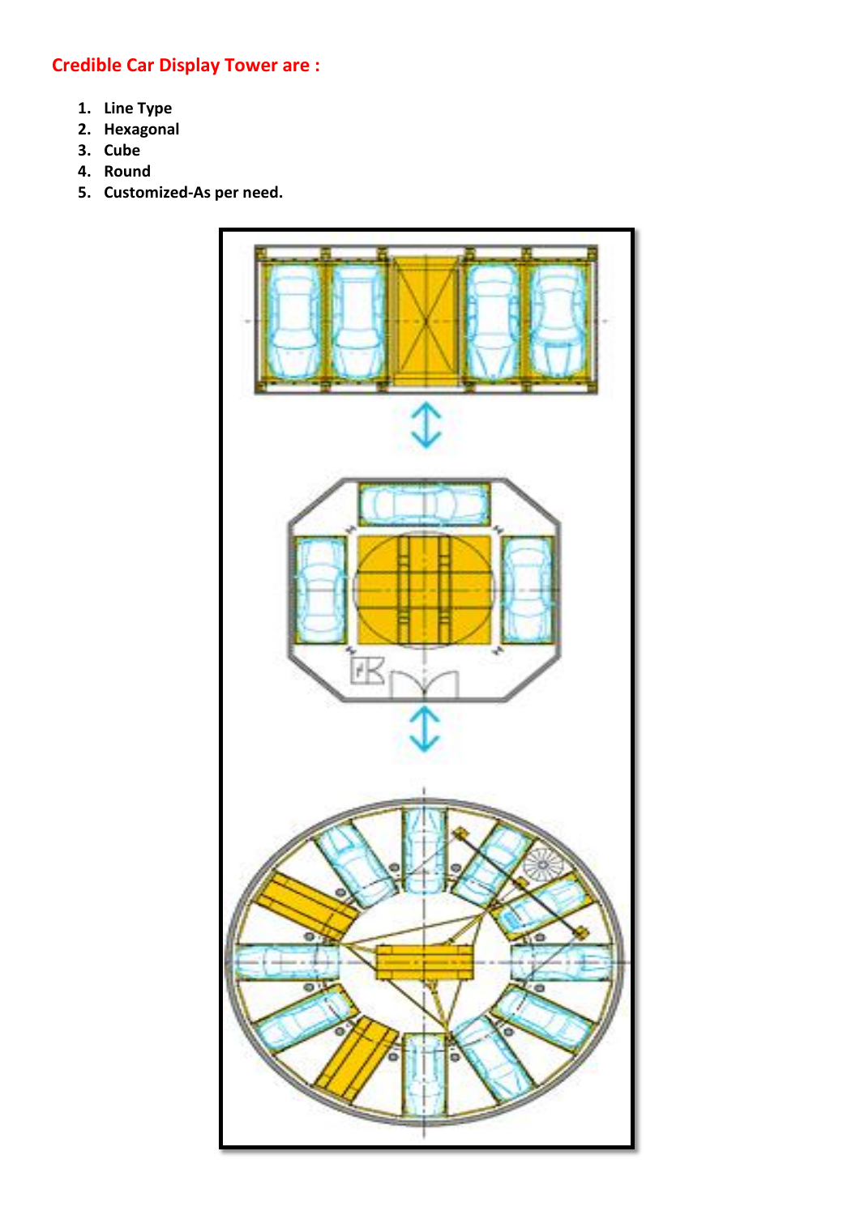**Credible Car Display Tower are :**

1. **Line Type**
2. **Hexagonal**
3. **Cube**
4. **Round**
5. **Customized-As per need.**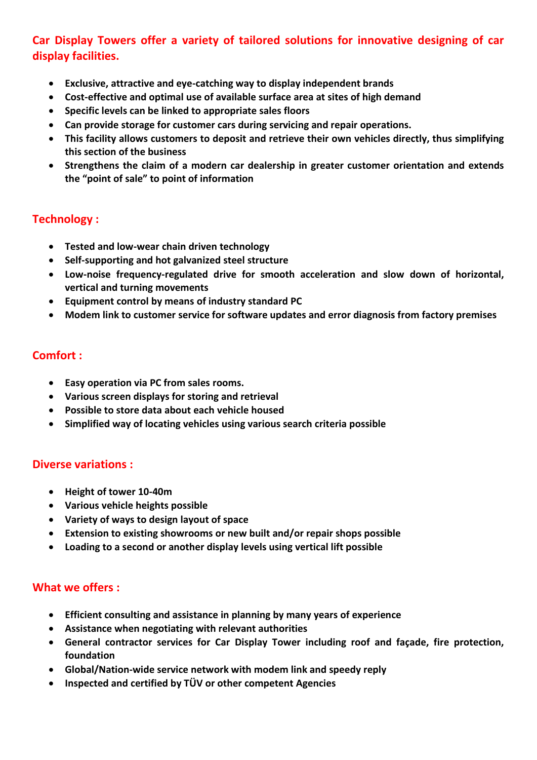## Car Display Towers offer a variety of tailored solutions for innovative designing of car display facilities.

- **Exclusive, attractive and eye-catching way to display independent brands**
- **Cost-effective and optimal use of available surface area at sites of high demand**
- **Specific levels can be linked to appropriate sales floors**
- **Can provide storage for customer cars during servicing and repair operations.**
- **This facility allows customers to deposit and retrieve their own vehicles directly, thus simplifying this section of the business**
- **Strengthens the claim of a modern car dealership in greater customer orientation and extends the "point of sale" to point of information**

## Technology :

- **Tested and low-wear chain driven technology**
- **Self-supporting and hot galvanized steel structure**
- **Low-noise frequency-regulated drive for smooth acceleration and slow down of horizontal, vertical and turning movements**
- **Equipment control by means of industry standard PC**
- **Modem link to customer service for software updates and error diagnosis from factory premises**

## Comfort :

- **Easy operation via PC from sales rooms.**
- **Various screen displays for storing and retrieval**
- **Possible to store data about each vehicle housed**
- **Simplified way of locating vehicles using various search criteria possible**

## Diverse variations :

- **Height of tower 10-40m**
- **Various vehicle heights possible**
- **Variety of ways to design layout of space**
- **Extension to existing showrooms or new built and/or repair shops possible**
- **Loading to a second or another display levels using vertical lift possible**

## What we offers :

- **Efficient consulting and assistance in planning by many years of experience**
- **Assistance when negotiating with relevant authorities**
- **General contractor services for Car Display Tower including roof and façade, fire protection, foundation**
- **Global/Nation-wide service network with modem link and speedy reply**
- **Inspected and certified by TÜV or other competent Agencies**